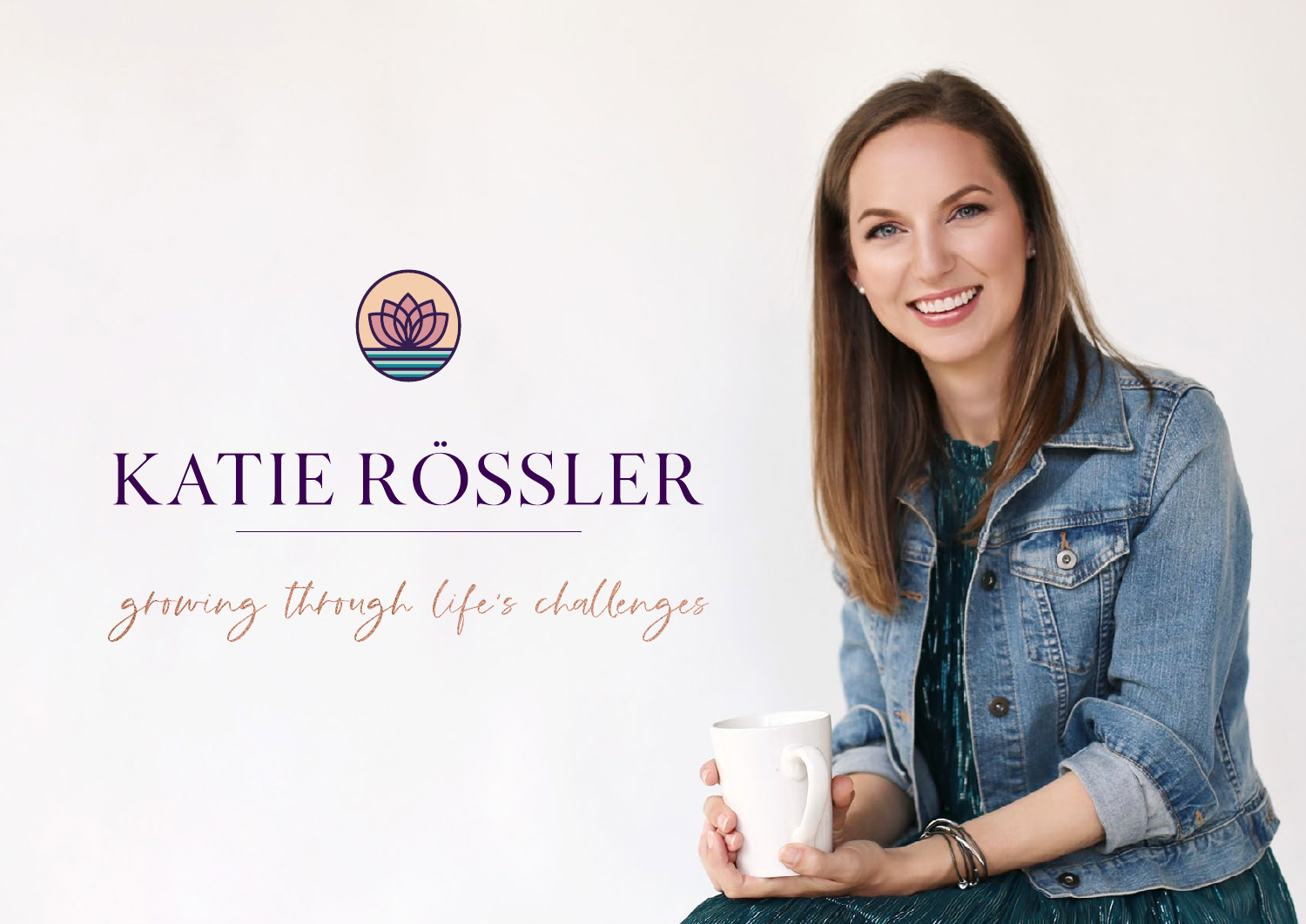# KATIE RÖSSLER

*growing through life's challenges*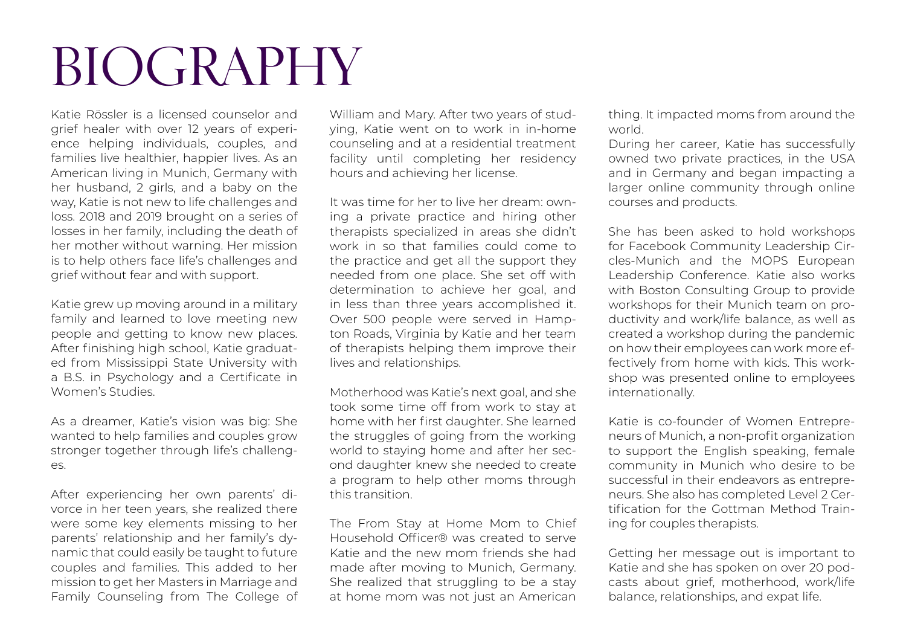# BIOGRAPHY

Katie Rössler is a licensed counselor and grief healer with over 12 years of experience helping individuals, couples, and families live healthier, happier lives. As an American living in Munich, Germany with her husband, 2 girls, and a baby on the way, Katie is not new to life challenges and loss. 2018 and 2019 brought on a series of losses in her family, including the death of her mother without warning. Her mission is to help others face life's challenges and grief without fear and with support.

Katie grew up moving around in a military family and learned to love meeting new people and getting to know new places. After finishing high school, Katie graduated from Mississippi State University with a B.S. in Psychology and a Certificate in Women's Studies.

As a dreamer, Katie's vision was big: She wanted to help families and couples grow stronger together through life's challenges.

After experiencing her own parents' divorce in her teen years, she realized there were some key elements missing to her parents' relationship and her family's dynamic that could easily be taught to future couples and families. This added to her mission to get her Masters in Marriage and Family Counseling from The College of William and Mary. After two years of studying, Katie went on to work in in-home counseling and at a residential treatment facility until completing her residency hours and achieving her license.

It was time for her to live her dream: owning a private practice and hiring other therapists specialized in areas she didn't work in so that families could come to the practice and get all the support they needed from one place. She set off with determination to achieve her goal, and in less than three years accomplished it. Over 500 people were served in Hampton Roads, Virginia by Katie and her team of therapists helping them improve their lives and relationships.

Motherhood was Katie's next goal, and she took some time off from work to stay at home with her first daughter. She learned the struggles of going from the working world to staying home and after her second daughter knew she needed to create a program to help other moms through this transition.

The From Stay at Home Mom to Chief Household Officer® was created to serve Katie and the new mom friends she had made after moving to Munich, Germany. She realized that struggling to be a stay at home mom was not just an American thing. It impacted moms from around the world.

During her career, Katie has successfully owned two private practices, in the USA and in Germany and began impacting a larger online community through online courses and products.

She has been asked to hold workshops for Facebook Community Leadership Circles-Munich and the MOPS European Leadership Conference. Katie also works with Boston Consulting Group to provide workshops for their Munich team on productivity and work/life balance, as well as created a workshop during the pandemic on how their employees can work more effectively from home with kids. This workshop was presented online to employees internationally.

Katie is co-founder of Women Entrepreneurs of Munich, a non-profit organization to support the English speaking, female community in Munich who desire to be successful in their endeavors as entrepreneurs. She also has completed Level 2 Certification for the Gottman Method Training for couples therapists.

Getting her message out is important to Katie and she has spoken on over 20 podcasts about grief, motherhood, work/life balance, relationships, and expat life.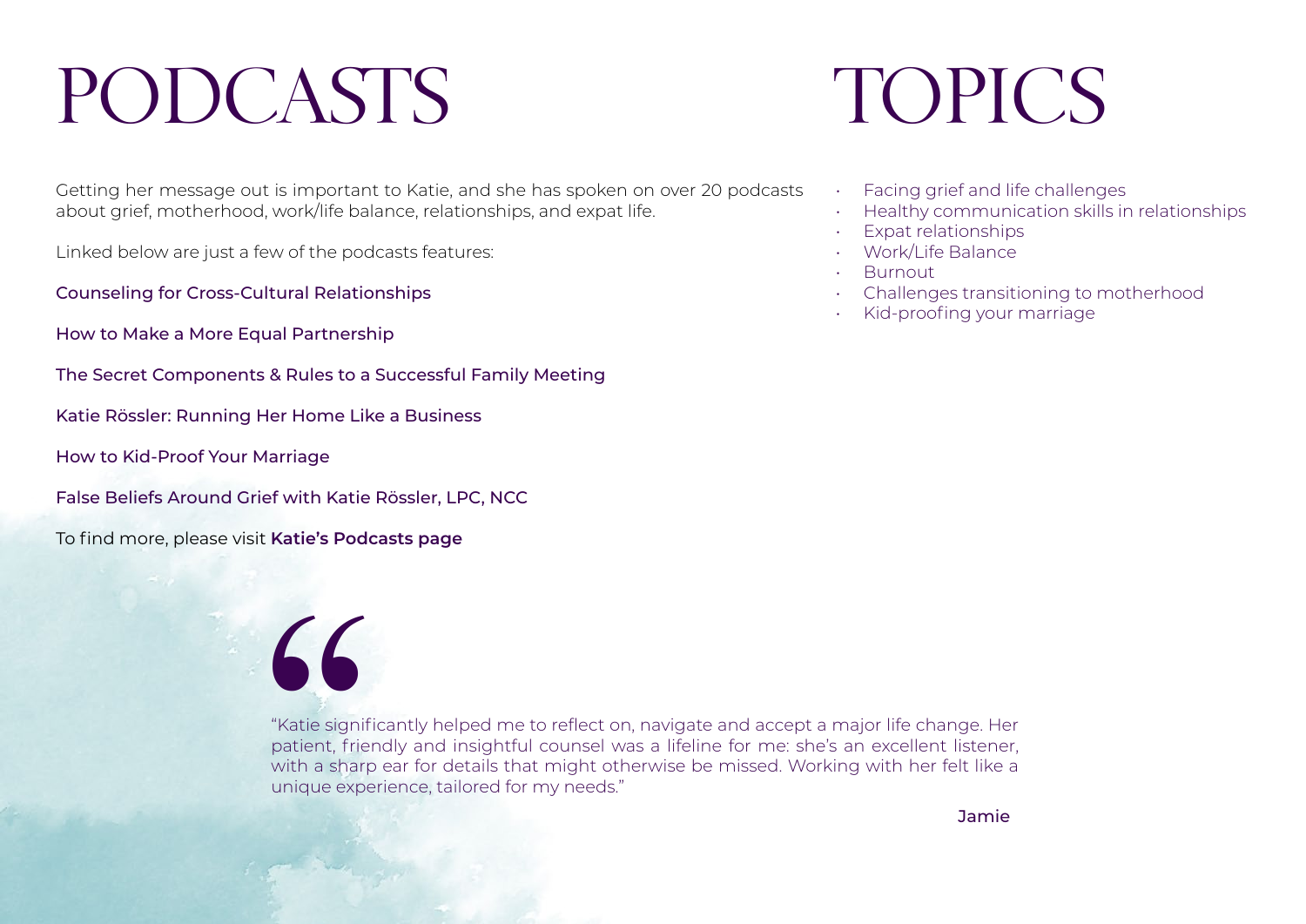# PODCASTS

Getting her message out is important to Katie, and she has spoken on over 20 podcasts about grief, motherhood, work/life balance, relationships, and expat life.

Linked below are just a few of the podcasts features:

Counseling for Cross-Cultural Relationships

How to Make a More Equal Partnership

The Secret Components & Rules to a Successful Family Meeting

Katie Rössler: Running Her Home Like a Business

How to Kid-Proof Your Marriage

False Beliefs Around Grief with Katie Rössler, LPC, NCC

To find more, please visit **Katie's Podcasts page**

# TOPICS

- Facing grief and life challenges
- Healthy communication skills in relationships
- Expat relationships
- Work/Life Balance
- Burnout
- Challenges transitioning to motherhood
- Kid-proofing your marriage

> "Katie significantly helped me to reflect on, navigate and accept a major life change. Her patient, friendly and insightful counsel was a lifeline for me: she's an excellent listener, with a sharp ear for details that might otherwise be missed. Working with her felt like a unique experience, tailored for my needs."
>
> Jamie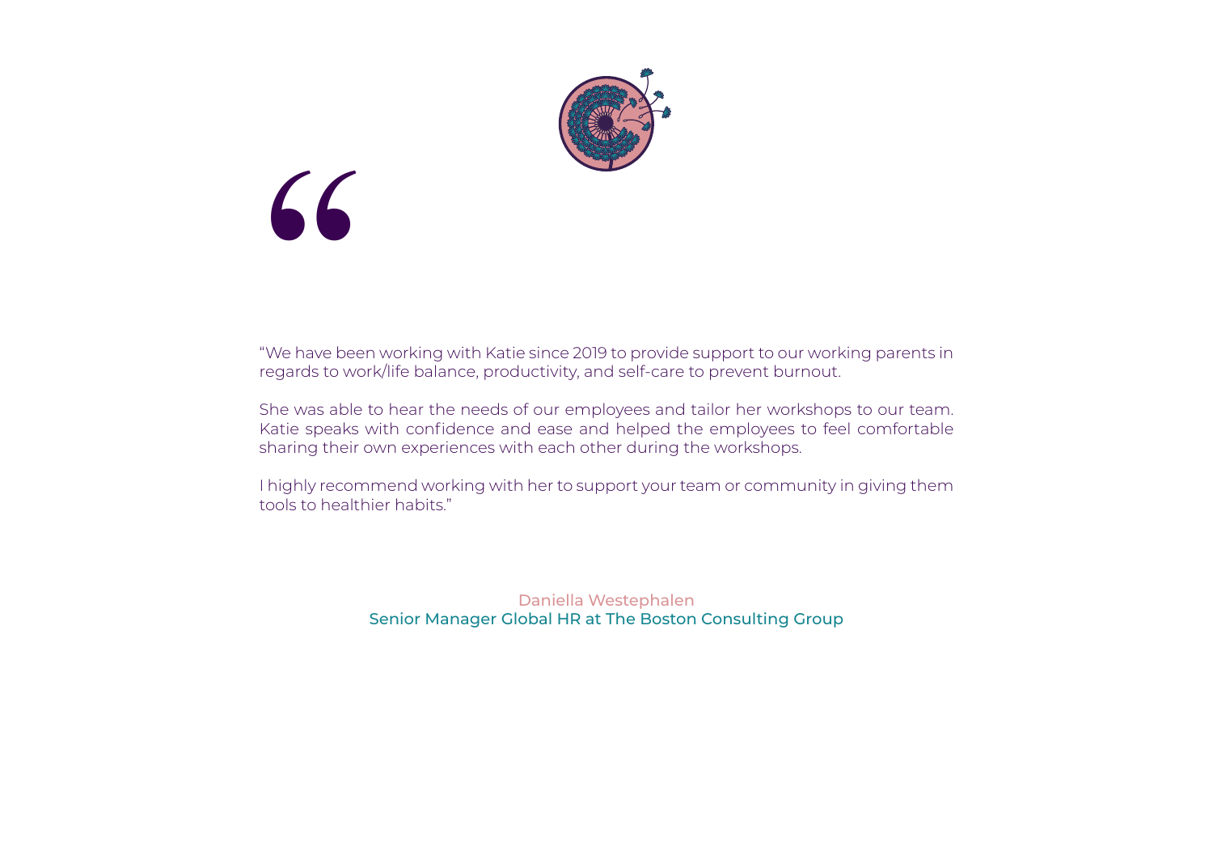"We have been working with Katie since 2019 to provide support to our working parents in regards to work/life balance, productivity, and self-care to prevent burnout.

She was able to hear the needs of our employees and tailor her workshops to our team. Katie speaks with confidence and ease and helped the employees to feel comfortable sharing their own experiences with each other during the workshops.

I highly recommend working with her to support your team or community in giving them tools to healthier habits."

Daniella Westephalen
Senior Manager Global HR at The Boston Consulting Group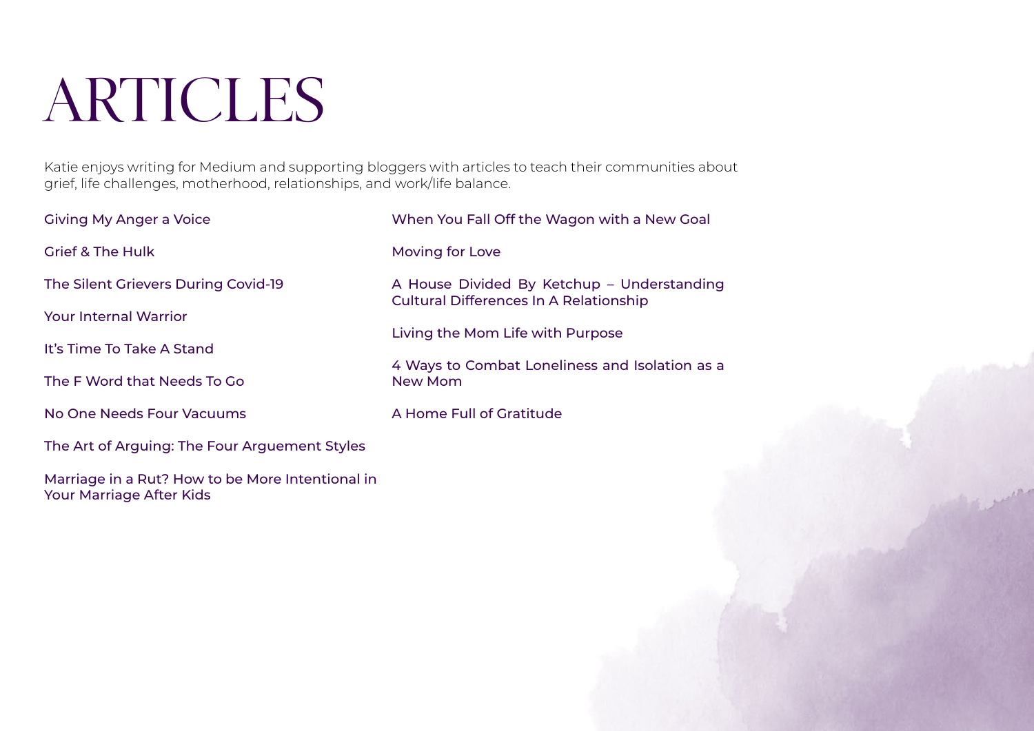# ARTICLES

Katie enjoys writing for Medium and supporting bloggers with articles to teach their communities about grief, life challenges, motherhood, relationships, and work/life balance.

Giving My Anger a Voice

Grief & The Hulk

The Silent Grievers During Covid-19

Your Internal Warrior

It's Time To Take A Stand

The F Word that Needs To Go

No One Needs Four Vacuums

The Art of Arguing: The Four Arguement Styles

Marriage in a Rut? How to be More Intentional in Your Marriage After Kids

When You Fall Off the Wagon with a New Goal

Moving for Love

A House Divided By Ketchup – Understanding Cultural Differences In A Relationship

Living the Mom Life with Purpose

4 Ways to Combat Loneliness and Isolation as a New Mom

A Home Full of Gratitude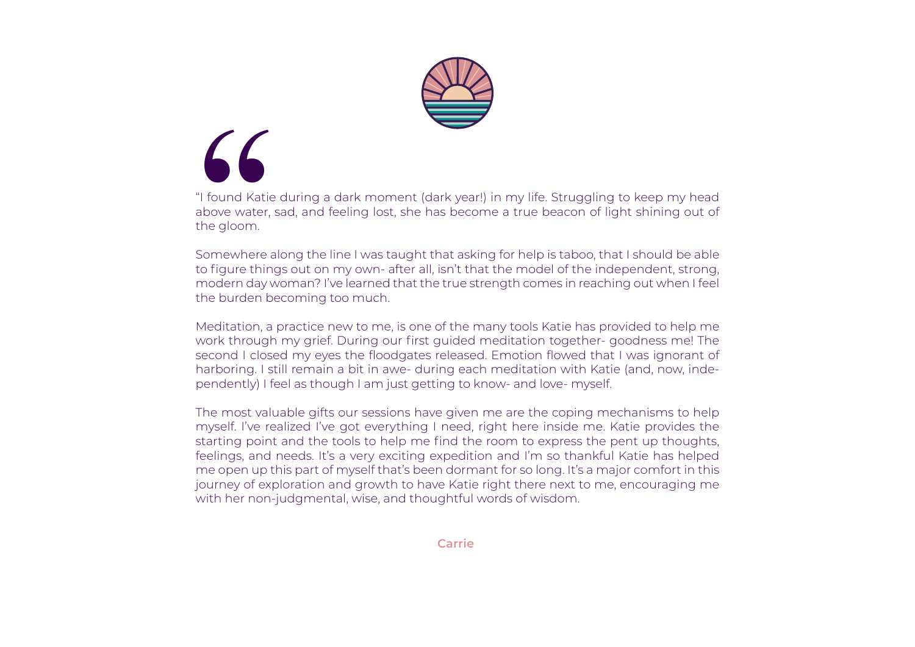“I found Katie during a dark moment (dark year!) in my life. Struggling to keep my head above water, sad, and feeling lost, she has become a true beacon of light shining out of the gloom.

Somewhere along the line I was taught that asking for help is taboo, that I should be able to figure things out on my own- after all, isn’t that the model of the independent, strong, modern day woman? I’ve learned that the true strength comes in reaching out when I feel the burden becoming too much.

Meditation, a practice new to me, is one of the many tools Katie has provided to help me work through my grief. During our first guided meditation together- goodness me! The second I closed my eyes the floodgates released. Emotion flowed that I was ignorant of harboring. I still remain a bit in awe- during each meditation with Katie (and, now, independently) I feel as though I am just getting to know- and love- myself.

The most valuable gifts our sessions have given me are the coping mechanisms to help myself. I’ve realized I’ve got everything I need, right here inside me. Katie provides the starting point and the tools to help me find the room to express the pent up thoughts, feelings, and needs. It’s a very exciting expedition and I’m so thankful Katie has helped me open up this part of myself that’s been dormant for so long. It’s a major comfort in this journey of exploration and growth to have Katie right there next to me, encouraging me with her non-judgmental, wise, and thoughtful words of wisdom.

**Carrie**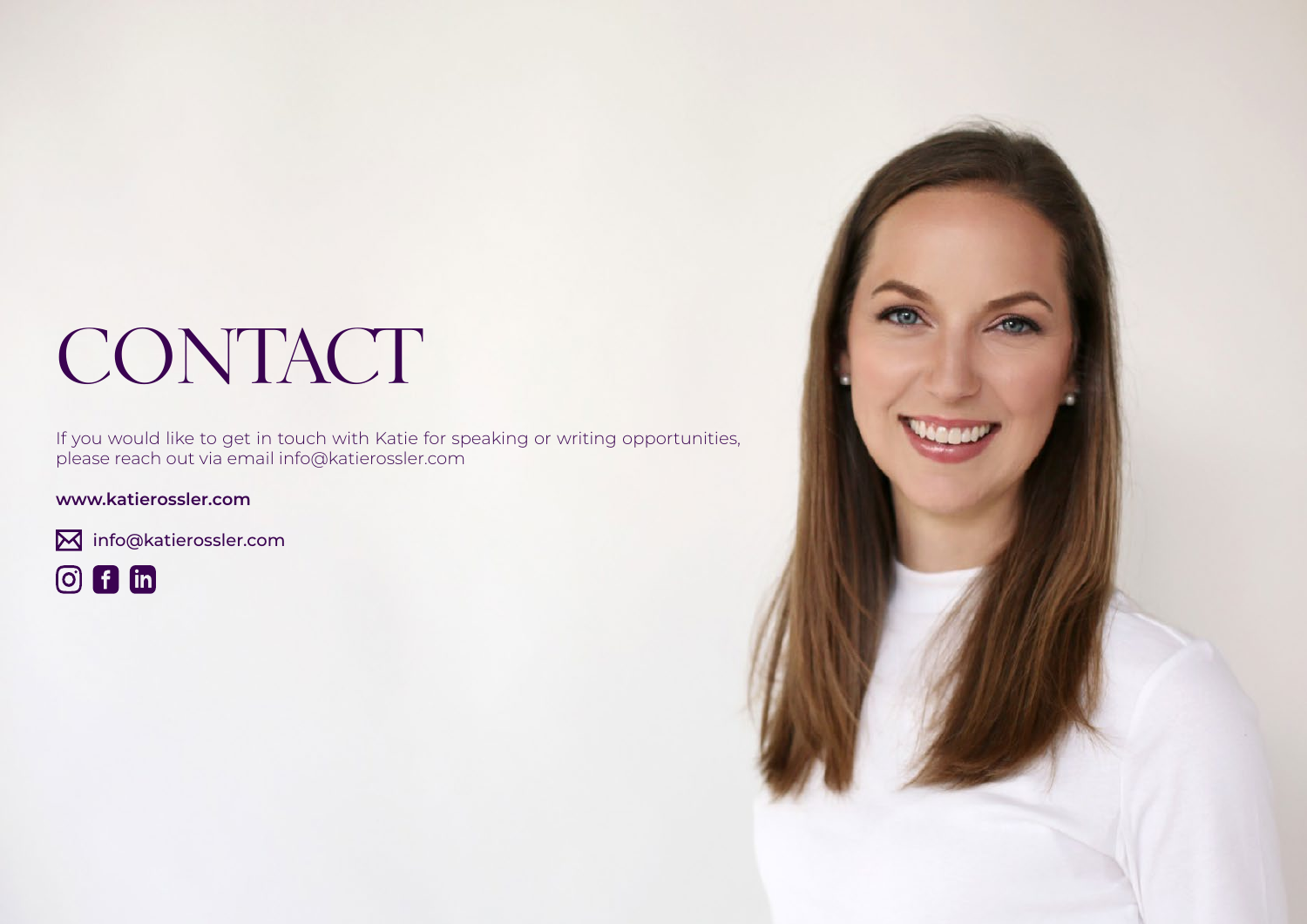# CONTACT

If you would like to get in touch with Katie for speaking or writing opportunities, please reach out via email info@katierossler.com

**www.katierossler.com**

info@katierossler.com